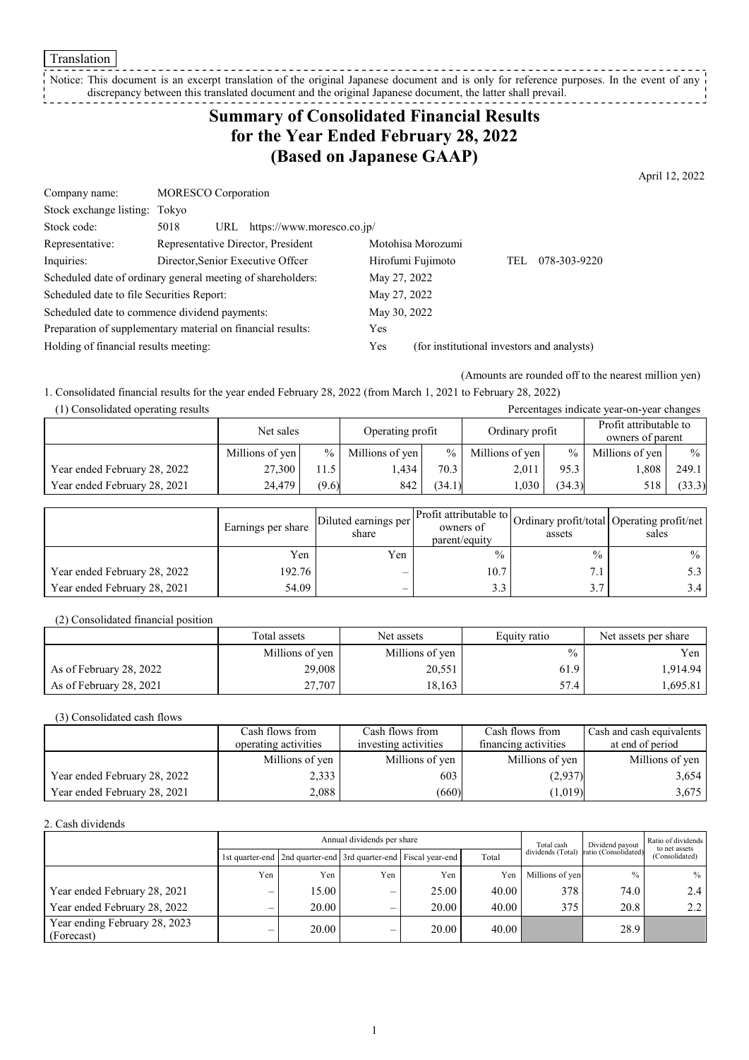Translation

Notice: This document is an excerpt translation of the original Japanese document and is only for reference purposes. In the event of any discrepancy between this translated document and the original Japanese document, the latter shall prevail.

# Summary of Consolidated Financial Results for the Year Ended February 28, 2022 (Based on Japanese GAAP)

April 12, 2022

| | | |
|---|---|---|
| Company name: | MORESCO Corporation | |
| Stock exchange listing: | Tokyo | |
| Stock code: | 5018 URL https://www.moresco.co.jp/ | |
| Representative: | Representative Director, President | Motohisa Morozumi |
| Inquiries: | Director,Senior Executive Offcer | Hirofumi Fujimoto TEL 078-303-9220 |

Scheduled date of ordinary general meeting of shareholders: May 27, 2022
Scheduled date to file Securities Report: May 27, 2022
Scheduled date to commence dividend payments: May 30, 2022
Preparation of supplementary material on financial results: Yes
Holding of financial results meeting: Yes (for institutional investors and analysts)

(Amounts are rounded off to the nearest million yen)

1. Consolidated financial results for the year ended February 28, 2022 (from March 1, 2021 to February 28, 2022)

(1) Consolidated operating results

Percentages indicate year-on-year changes

| | Net sales | | Operating profit | | Ordinary profit | | Profit attributable to owners of parent | |
|---|---|---|---|---|---|---|---|---|
| | Millions of yen | % | Millions of yen | % | Millions of yen | % | Millions of yen | % |
| Year ended February 28, 2022 | 27,300 | 11.5 | 1,434 | 70.3 | 2,011 | 95.3 | 1,808 | 249.1 |
| Year ended February 28, 2021 | 24,479 | (9.6) | 842 | (34.1) | 1,030 | (34.3) | 518 | (33.3) |

| | Earnings per share | Diluted earnings per share | Profit attributable to owners of parent/equity | Ordinary profit/total assets | Operating profit/net sales |
|---|---|---|---|---|---|
| | Yen | Yen | % | % | % |
| Year ended February 28, 2022 | 192.76 | – | 10.7 | 7.1 | 5.3 |
| Year ended February 28, 2021 | 54.09 | – | 3.3 | 3.7 | 3.4 |

(2) Consolidated financial position

| | Total assets | Net assets | Equity ratio | Net assets per share |
|---|---|---|---|---|
| | Millions of yen | Millions of yen | % | Yen |
| As of February 28, 2022 | 29,008 | 20,551 | 61.9 | 1,914.94 |
| As of February 28, 2021 | 27,707 | 18,163 | 57.4 | 1,695.81 |

(3) Consolidated cash flows

| | Cash flows from operating activities | Cash flows from investing activities | Cash flows from financing activities | Cash and cash equivalents at end of period |
|---|---|---|---|---|
| | Millions of yen | Millions of yen | Millions of yen | Millions of yen |
| Year ended February 28, 2022 | 2,333 | 603 | (2,937) | 3,654 |
| Year ended February 28, 2021 | 2,088 | (660) | (1,019) | 3,675 |

2. Cash dividends

| | Annual dividends per share | | | | | Total cash dividends (Total) | Dividend payout ratio (Consolidated) | Ratio of dividends to net assets (Consolidated) |
|---|---|---|---|---|---|---|---|---|
| | 1st quarter-end | 2nd quarter-end | 3rd quarter-end | Fiscal year-end | Total | | | |
| | Yen | Yen | Yen | Yen | Yen | Millions of yen | % | % |
| Year ended February 28, 2021 | – | 15.00 | – | 25.00 | 40.00 | 378 | 74.0 | 2.4 |
| Year ended February 28, 2022 | – | 20.00 | – | 20.00 | 40.00 | 375 | 20.8 | 2.2 |
| Year ending February 28, 2023 (Forecast) | – | 20.00 | – | 20.00 | 40.00 | | 28.9 | |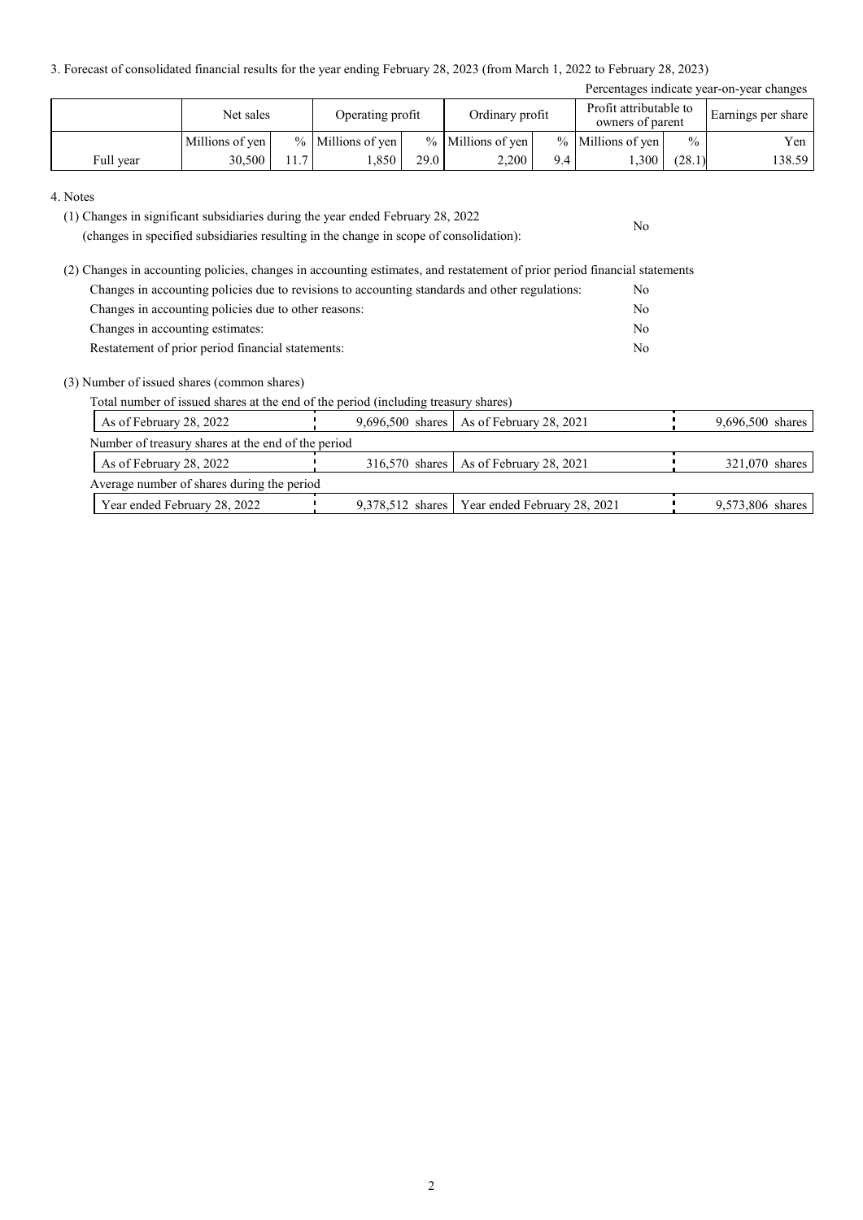3. Forecast of consolidated financial results for the year ending February 28, 2023 (from March 1, 2022 to February 28, 2023)

Percentages indicate year-on-year changes

| | Net sales | | Operating profit | | Ordinary profit | | Profit attributable to owners of parent | | Earnings per share |
|---|---|---|---|---|---|---|---|---|---|
| | Millions of yen | % | Millions of yen | % | Millions of yen | % | Millions of yen | % | Yen |
| Full year | 30,500 | 11.7 | 1,850 | 29.0 | 2,200 | 9.4 | 1,300 | (28.1) | 138.59 |

4. Notes

(1) Changes in significant subsidiaries during the year ended February 28, 2022 (changes in specified subsidiaries resulting in the change in scope of consolidation): No

(2) Changes in accounting policies, changes in accounting estimates, and restatement of prior period financial statements

- Changes in accounting policies due to revisions to accounting standards and other regulations: No
- Changes in accounting policies due to other reasons: No
- Changes in accounting estimates: No
- Restatement of prior period financial statements: No

(3) Number of issued shares (common shares)

Total number of issued shares at the end of the period (including treasury shares)

| | | | |
|---|---|---|---|
| As of February 28, 2022 | 9,696,500 shares | As of February 28, 2021 | 9,696,500 shares |

Number of treasury shares at the end of the period

| | | | |
|---|---|---|---|
| As of February 28, 2022 | 316,570 shares | As of February 28, 2021 | 321,070 shares |

Average number of shares during the period

| | | | |
|---|---|---|---|
| Year ended February 28, 2022 | 9,378,512 shares | Year ended February 28, 2021 | 9,573,806 shares |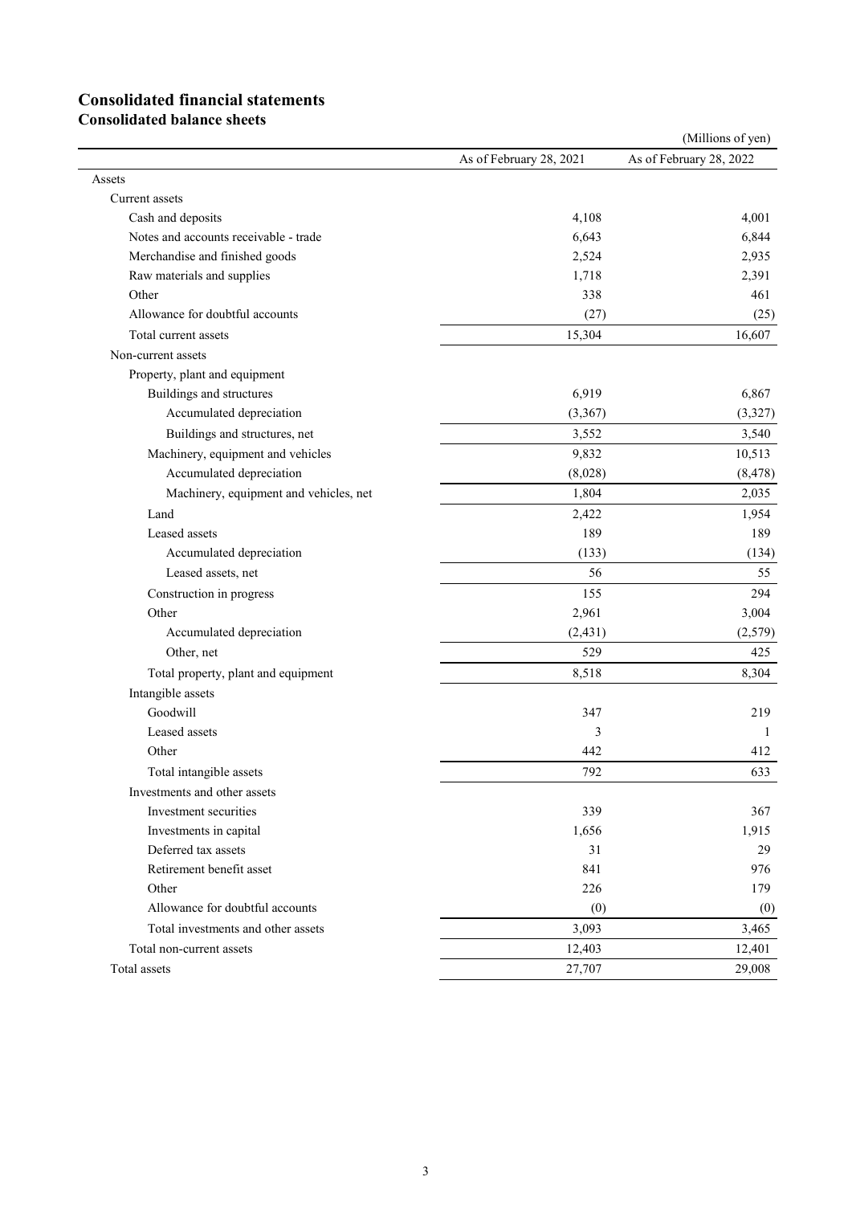# Consolidated financial statements

## Consolidated balance sheets

(Millions of yen)

| | As of February 28, 2021 | As of February 28, 2022 |
|---|---|---|
| Assets | | |
| Current assets | | |
| Cash and deposits | 4,108 | 4,001 |
| Notes and accounts receivable - trade | 6,643 | 6,844 |
| Merchandise and finished goods | 2,524 | 2,935 |
| Raw materials and supplies | 1,718 | 2,391 |
| Other | 338 | 461 |
| Allowance for doubtful accounts | (27) | (25) |
| Total current assets | 15,304 | 16,607 |
| Non-current assets | | |
| Property, plant and equipment | | |
| Buildings and structures | 6,919 | 6,867 |
| Accumulated depreciation | (3,367) | (3,327) |
| Buildings and structures, net | 3,552 | 3,540 |
| Machinery, equipment and vehicles | 9,832 | 10,513 |
| Accumulated depreciation | (8,028) | (8,478) |
| Machinery, equipment and vehicles, net | 1,804 | 2,035 |
| Land | 2,422 | 1,954 |
| Leased assets | 189 | 189 |
| Accumulated depreciation | (133) | (134) |
| Leased assets, net | 56 | 55 |
| Construction in progress | 155 | 294 |
| Other | 2,961 | 3,004 |
| Accumulated depreciation | (2,431) | (2,579) |
| Other, net | 529 | 425 |
| Total property, plant and equipment | 8,518 | 8,304 |
| Intangible assets | | |
| Goodwill | 347 | 219 |
| Leased assets | 3 | 1 |
| Other | 442 | 412 |
| Total intangible assets | 792 | 633 |
| Investments and other assets | | |
| Investment securities | 339 | 367 |
| Investments in capital | 1,656 | 1,915 |
| Deferred tax assets | 31 | 29 |
| Retirement benefit asset | 841 | 976 |
| Other | 226 | 179 |
| Allowance for doubtful accounts | (0) | (0) |
| Total investments and other assets | 3,093 | 3,465 |
| Total non-current assets | 12,403 | 12,401 |
| Total assets | 27,707 | 29,008 |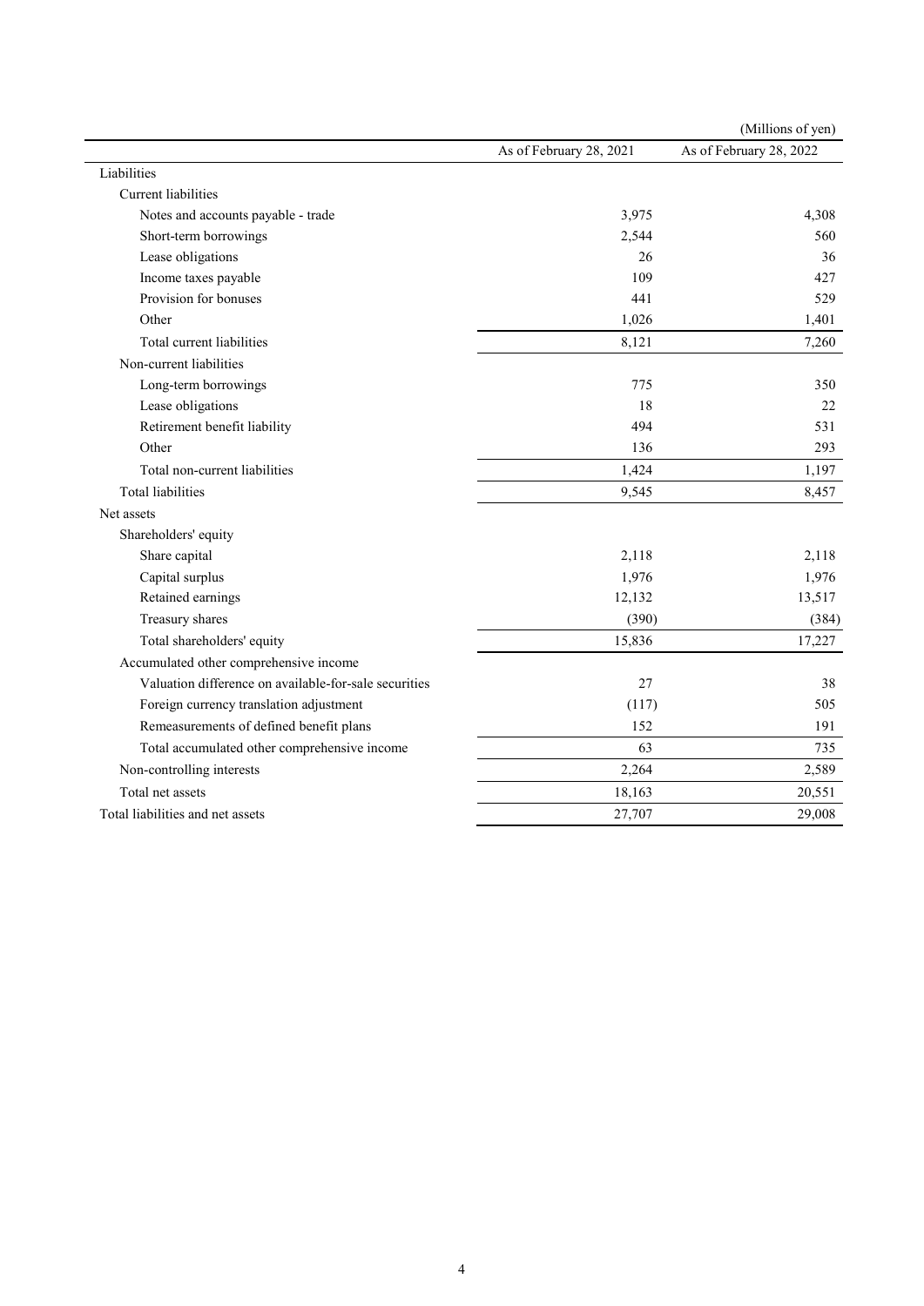(Millions of yen)

| | As of February 28, 2021 | As of February 28, 2022 |
|---|---|---|
| Liabilities | | |
| Current liabilities | | |
| Notes and accounts payable - trade | 3,975 | 4,308 |
| Short-term borrowings | 2,544 | 560 |
| Lease obligations | 26 | 36 |
| Income taxes payable | 109 | 427 |
| Provision for bonuses | 441 | 529 |
| Other | 1,026 | 1,401 |
| Total current liabilities | 8,121 | 7,260 |
| Non-current liabilities | | |
| Long-term borrowings | 775 | 350 |
| Lease obligations | 18 | 22 |
| Retirement benefit liability | 494 | 531 |
| Other | 136 | 293 |
| Total non-current liabilities | 1,424 | 1,197 |
| Total liabilities | 9,545 | 8,457 |
| Net assets | | |
| Shareholders' equity | | |
| Share capital | 2,118 | 2,118 |
| Capital surplus | 1,976 | 1,976 |
| Retained earnings | 12,132 | 13,517 |
| Treasury shares | (390) | (384) |
| Total shareholders' equity | 15,836 | 17,227 |
| Accumulated other comprehensive income | | |
| Valuation difference on available-for-sale securities | 27 | 38 |
| Foreign currency translation adjustment | (117) | 505 |
| Remeasurements of defined benefit plans | 152 | 191 |
| Total accumulated other comprehensive income | 63 | 735 |
| Non-controlling interests | 2,264 | 2,589 |
| Total net assets | 18,163 | 20,551 |
| Total liabilities and net assets | 27,707 | 29,008 |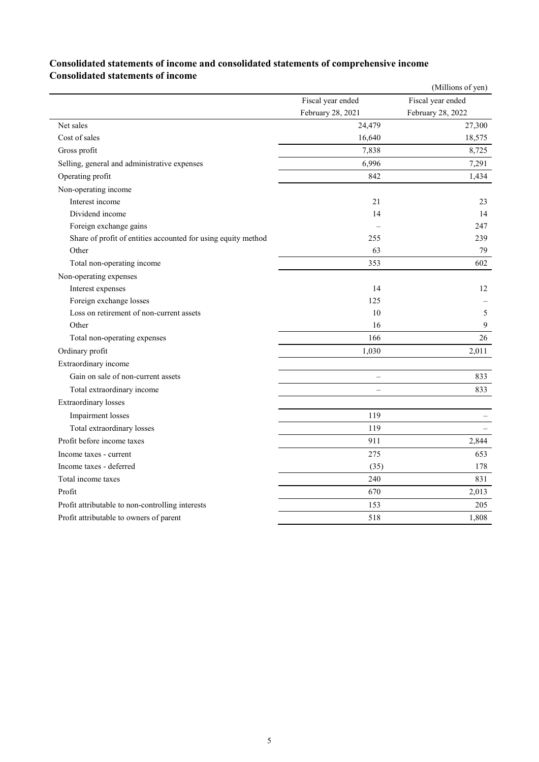## Consolidated statements of income and consolidated statements of comprehensive income

## Consolidated statements of income

(Millions of yen)

| | Fiscal year ended February 28, 2021 | Fiscal year ended February 28, 2022 |
|---|---|---|
| Net sales | 24,479 | 27,300 |
| Cost of sales | 16,640 | 18,575 |
| Gross profit | 7,838 | 8,725 |
| Selling, general and administrative expenses | 6,996 | 7,291 |
| Operating profit | 842 | 1,434 |
| Non-operating income | | |
| Interest income | 21 | 23 |
| Dividend income | 14 | 14 |
| Foreign exchange gains | – | 247 |
| Share of profit of entities accounted for using equity method | 255 | 239 |
| Other | 63 | 79 |
| Total non-operating income | 353 | 602 |
| Non-operating expenses | | |
| Interest expenses | 14 | 12 |
| Foreign exchange losses | 125 | – |
| Loss on retirement of non-current assets | 10 | 5 |
| Other | 16 | 9 |
| Total non-operating expenses | 166 | 26 |
| Ordinary profit | 1,030 | 2,011 |
| Extraordinary income | | |
| Gain on sale of non-current assets | – | 833 |
| Total extraordinary income | – | 833 |
| Extraordinary losses | | |
| Impairment losses | 119 | – |
| Total extraordinary losses | 119 | – |
| Profit before income taxes | 911 | 2,844 |
| Income taxes - current | 275 | 653 |
| Income taxes - deferred | (35) | 178 |
| Total income taxes | 240 | 831 |
| Profit | 670 | 2,013 |
| Profit attributable to non-controlling interests | 153 | 205 |
| Profit attributable to owners of parent | 518 | 1,808 |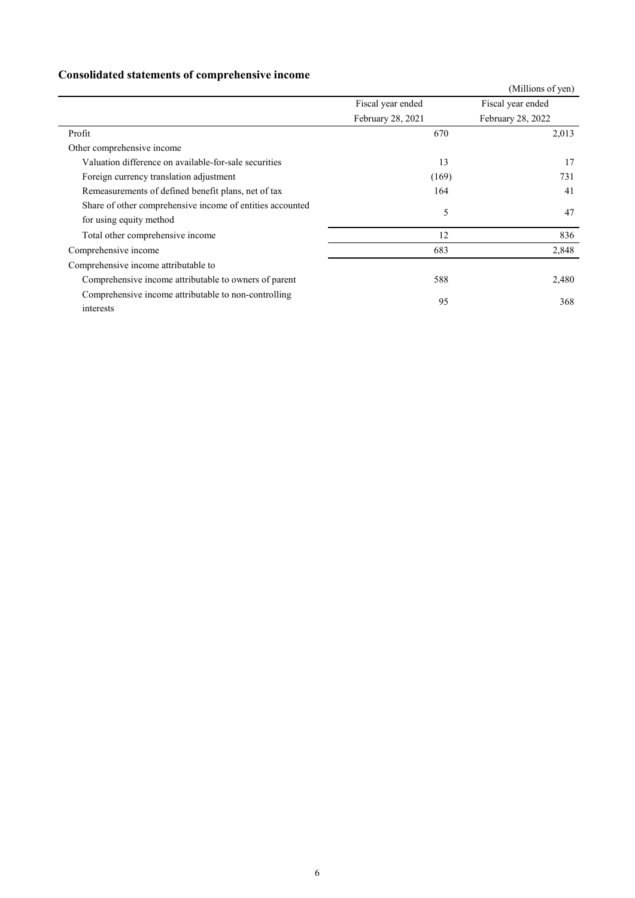## Consolidated statements of comprehensive income

(Millions of yen)

| | Fiscal year ended February 28, 2021 | Fiscal year ended February 28, 2022 |
|---|---|---|
| Profit | 670 | 2,013 |
| Other comprehensive income | | |
| Valuation difference on available-for-sale securities | 13 | 17 |
| Foreign currency translation adjustment | (169) | 731 |
| Remeasurements of defined benefit plans, net of tax | 164 | 41 |
| Share of other comprehensive income of entities accounted for using equity method | 5 | 47 |
| Total other comprehensive income | 12 | 836 |
| Comprehensive income | 683 | 2,848 |
| Comprehensive income attributable to | | |
| Comprehensive income attributable to owners of parent | 588 | 2,480 |
| Comprehensive income attributable to non-controlling interests | 95 | 368 |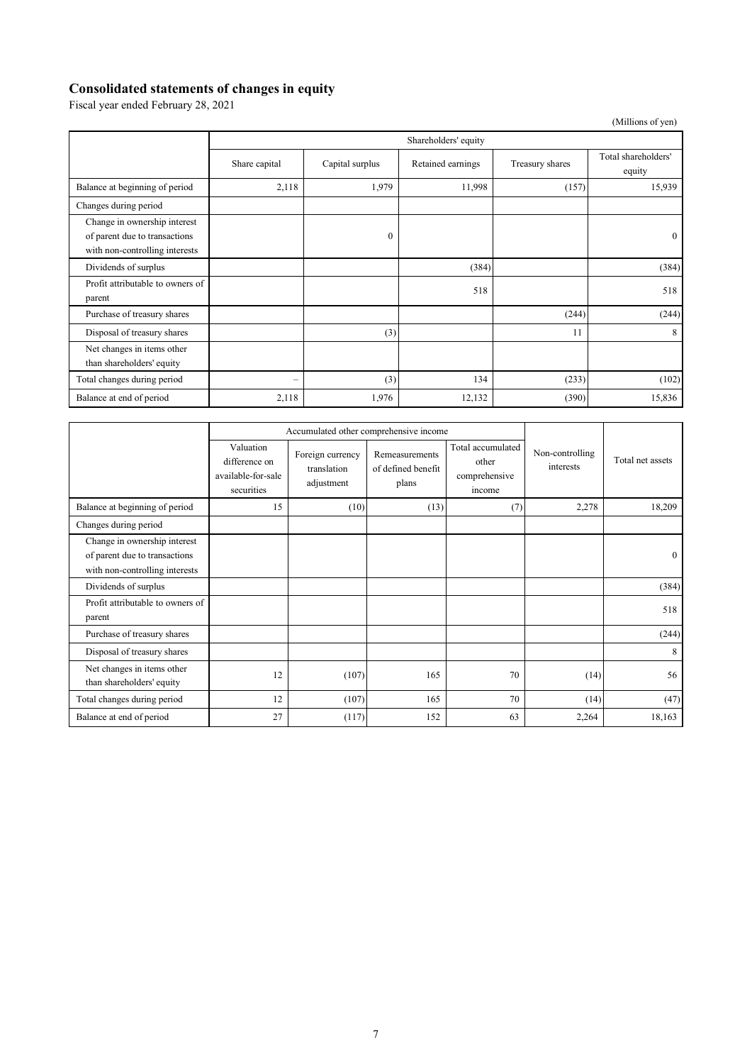## Consolidated statements of changes in equity

Fiscal year ended February 28, 2021

(Millions of yen)

| | Shareholders' equity | | | | |
|---|---|---|---|---|---|
| | Share capital | Capital surplus | Retained earnings | Treasury shares | Total shareholders' equity |
| Balance at beginning of period | 2,118 | 1,979 | 11,998 | (157) | 15,939 |
| Changes during period | | | | | |
| Change in ownership interest of parent due to transactions with non-controlling interests | | 0 | | | 0 |
| Dividends of surplus | | | (384) | | (384) |
| Profit attributable to owners of parent | | | 518 | | 518 |
| Purchase of treasury shares | | | | (244) | (244) |
| Disposal of treasury shares | | (3) | | 11 | 8 |
| Net changes in items other than shareholders' equity | | | | | |
| Total changes during period | – | (3) | 134 | (233) | (102) |
| Balance at end of period | 2,118 | 1,976 | 12,132 | (390) | 15,836 |

| | Accumulated other comprehensive income | | | | Non-controlling interests | Total net assets |
|---|---|---|---|---|---|---|
| | Valuation difference on available-for-sale securities | Foreign currency translation adjustment | Remeasurements of defined benefit plans | Total accumulated other comprehensive income | | |
| Balance at beginning of period | 15 | (10) | (13) | (7) | 2,278 | 18,209 |
| Changes during period | | | | | | |
| Change in ownership interest of parent due to transactions with non-controlling interests | | | | | | 0 |
| Dividends of surplus | | | | | | (384) |
| Profit attributable to owners of parent | | | | | | 518 |
| Purchase of treasury shares | | | | | | (244) |
| Disposal of treasury shares | | | | | | 8 |
| Net changes in items other than shareholders' equity | 12 | (107) | 165 | 70 | (14) | 56 |
| Total changes during period | 12 | (107) | 165 | 70 | (14) | (47) |
| Balance at end of period | 27 | (117) | 152 | 63 | 2,264 | 18,163 |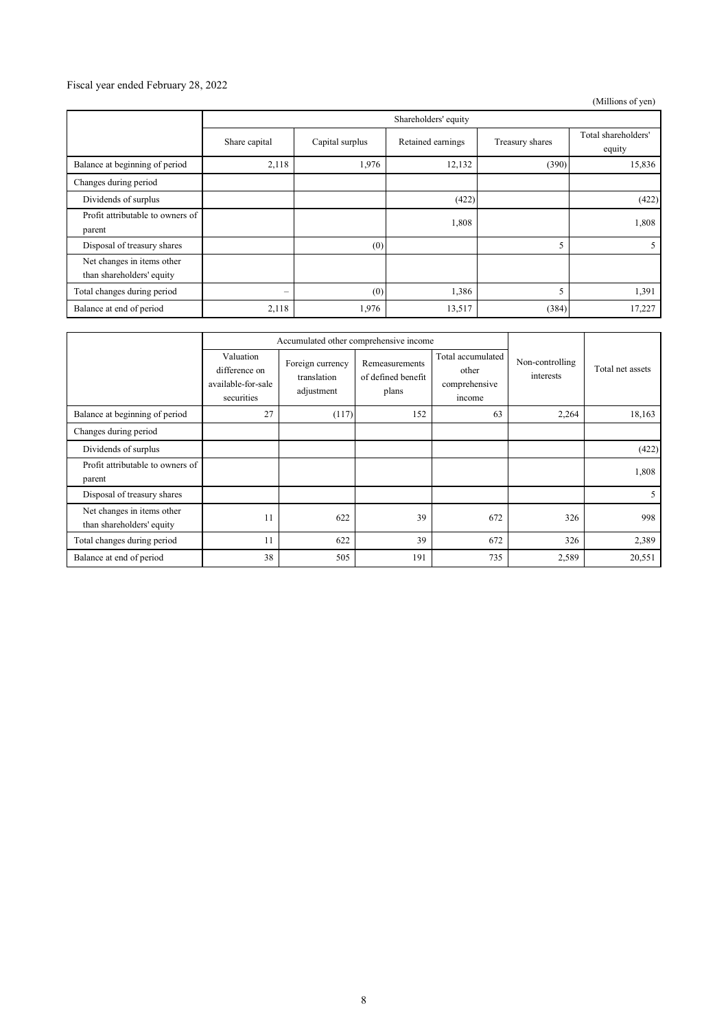Fiscal year ended February 28, 2022

(Millions of yen)

| | Shareholders' equity | | | | |
|---|---|---|---|---|---|
| | Share capital | Capital surplus | Retained earnings | Treasury shares | Total shareholders' equity |
| Balance at beginning of period | 2,118 | 1,976 | 12,132 | (390) | 15,836 |
| Changes during period | | | | | |
| Dividends of surplus | | | (422) | | (422) |
| Profit attributable to owners of parent | | | 1,808 | | 1,808 |
| Disposal of treasury shares | | (0) | | 5 | 5 |
| Net changes in items other than shareholders' equity | | | | | |
| Total changes during period | – | (0) | 1,386 | 5 | 1,391 |
| Balance at end of period | 2,118 | 1,976 | 13,517 | (384) | 17,227 |

| | Accumulated other comprehensive income | | | | Non-controlling interests | Total net assets |
|---|---|---|---|---|---|---|
| | Valuation difference on available-for-sale securities | Foreign currency translation adjustment | Remeasurements of defined benefit plans | Total accumulated other comprehensive income | | |
| Balance at beginning of period | 27 | (117) | 152 | 63 | 2,264 | 18,163 |
| Changes during period | | | | | | |
| Dividends of surplus | | | | | | (422) |
| Profit attributable to owners of parent | | | | | | 1,808 |
| Disposal of treasury shares | | | | | | 5 |
| Net changes in items other than shareholders' equity | 11 | 622 | 39 | 672 | 326 | 998 |
| Total changes during period | 11 | 622 | 39 | 672 | 326 | 2,389 |
| Balance at end of period | 38 | 505 | 191 | 735 | 2,589 | 20,551 |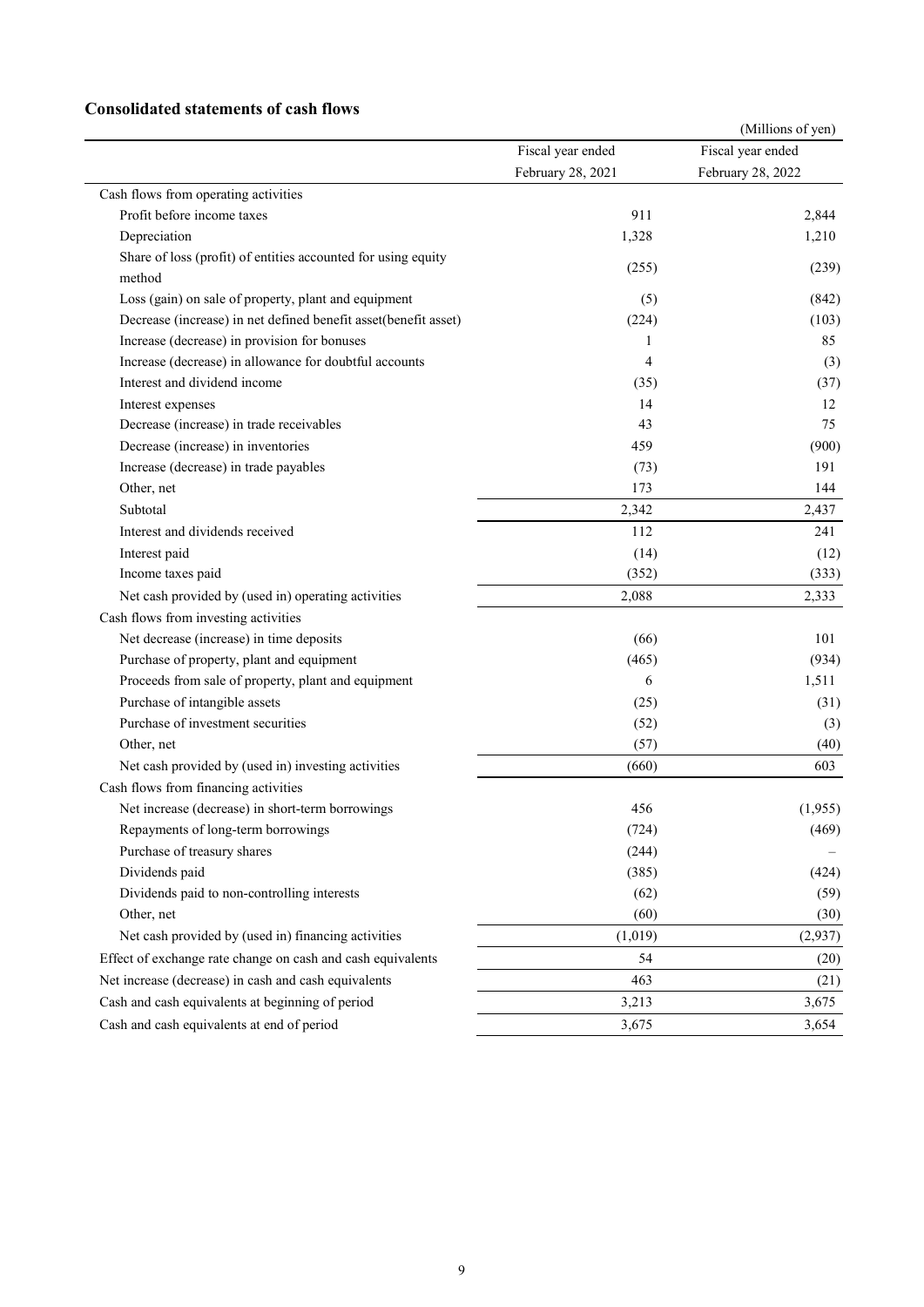## Consolidated statements of cash flows

(Millions of yen)

| | Fiscal year ended February 28, 2021 | Fiscal year ended February 28, 2022 |
|---|---|---|
| Cash flows from operating activities | | |
| Profit before income taxes | 911 | 2,844 |
| Depreciation | 1,328 | 1,210 |
| Share of loss (profit) of entities accounted for using equity method | (255) | (239) |
| Loss (gain) on sale of property, plant and equipment | (5) | (842) |
| Decrease (increase) in net defined benefit asset(benefit asset) | (224) | (103) |
| Increase (decrease) in provision for bonuses | 1 | 85 |
| Increase (decrease) in allowance for doubtful accounts | 4 | (3) |
| Interest and dividend income | (35) | (37) |
| Interest expenses | 14 | 12 |
| Decrease (increase) in trade receivables | 43 | 75 |
| Decrease (increase) in inventories | 459 | (900) |
| Increase (decrease) in trade payables | (73) | 191 |
| Other, net | 173 | 144 |
| Subtotal | 2,342 | 2,437 |
| Interest and dividends received | 112 | 241 |
| Interest paid | (14) | (12) |
| Income taxes paid | (352) | (333) |
| Net cash provided by (used in) operating activities | 2,088 | 2,333 |
| Cash flows from investing activities | | |
| Net decrease (increase) in time deposits | (66) | 101 |
| Purchase of property, plant and equipment | (465) | (934) |
| Proceeds from sale of property, plant and equipment | 6 | 1,511 |
| Purchase of intangible assets | (25) | (31) |
| Purchase of investment securities | (52) | (3) |
| Other, net | (57) | (40) |
| Net cash provided by (used in) investing activities | (660) | 603 |
| Cash flows from financing activities | | |
| Net increase (decrease) in short-term borrowings | 456 | (1,955) |
| Repayments of long-term borrowings | (724) | (469) |
| Purchase of treasury shares | (244) | – |
| Dividends paid | (385) | (424) |
| Dividends paid to non-controlling interests | (62) | (59) |
| Other, net | (60) | (30) |
| Net cash provided by (used in) financing activities | (1,019) | (2,937) |
| Effect of exchange rate change on cash and cash equivalents | 54 | (20) |
| Net increase (decrease) in cash and cash equivalents | 463 | (21) |
| Cash and cash equivalents at beginning of period | 3,213 | 3,675 |
| Cash and cash equivalents at end of period | 3,675 | 3,654 |